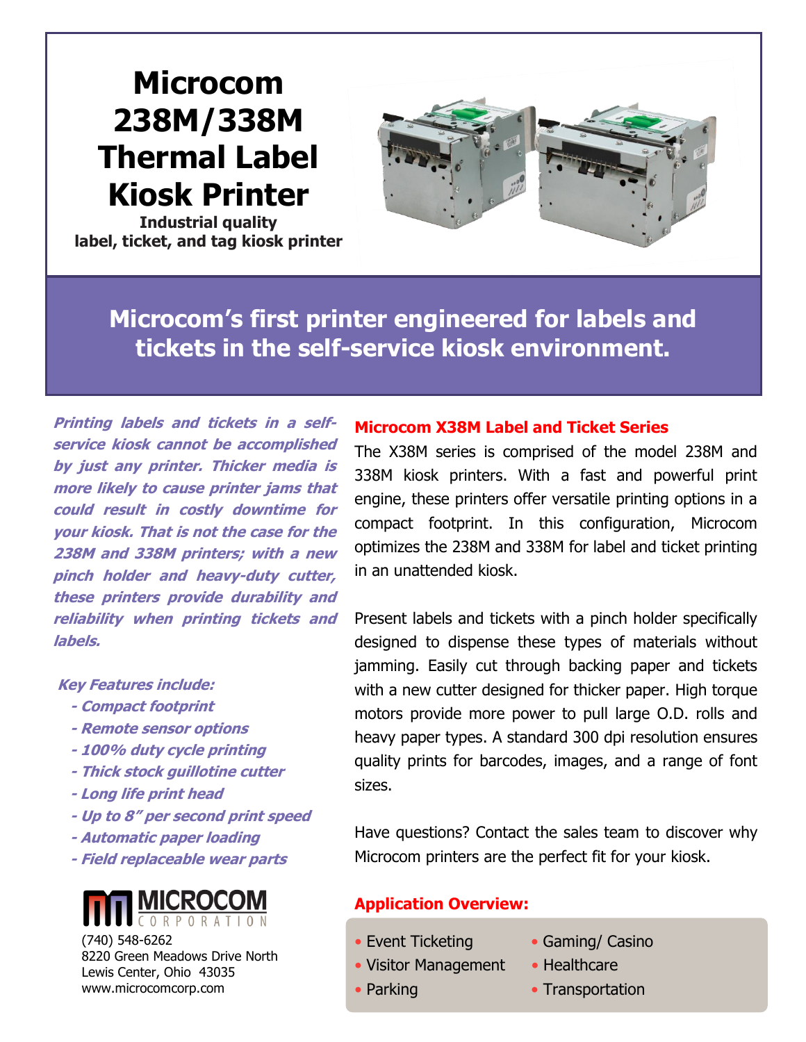# Microcom 238M/338M Thermal Label Kiosk Printer

**Industrial quality label, ticket, and tag kiosk printer**

## Microcom's first printer engineered for labels and tickets in the self-service kiosk environment.

***Printing labels and tickets in a self-service kiosk cannot be accomplished by just any printer. Thicker media is more likely to cause printer jams that could result in costly downtime for your kiosk. That is not the case for the 238M and 338M printers; with a new pinch holder and heavy-duty cutter, these printers provide durability and reliability when printing tickets and labels.***

***Key Features include:***

- ***Compact footprint***
- ***Remote sensor options***
- ***100% duty cycle printing***
- ***Thick stock guillotine cutter***
- ***Long life print head***
- ***Up to 8" per second print speed***
- ***Automatic paper loading***
- ***Field replaceable wear parts***

**MICROCOM CORPORATION**

(740) 548-6262
8220 Green Meadows Drive North
Lewis Center, Ohio 43035
www.microcomcorp.com

### Microcom X38M Label and Ticket Series

The X38M series is comprised of the model 238M and 338M kiosk printers. With a fast and powerful print engine, these printers offer versatile printing options in a compact footprint. In this configuration, Microcom optimizes the 238M and 338M for label and ticket printing in an unattended kiosk.

Present labels and tickets with a pinch holder specifically designed to dispense these types of materials without jamming. Easily cut through backing paper and tickets with a new cutter designed for thicker paper. High torque motors provide more power to pull large O.D. rolls and heavy paper types. A standard 300 dpi resolution ensures quality prints for barcodes, images, and a range of font sizes.

Have questions? Contact the sales team to discover why Microcom printers are the perfect fit for your kiosk.

### Application Overview:

- Event Ticketing
- Visitor Management
- Parking
- Gaming/ Casino
- Healthcare
- Transportation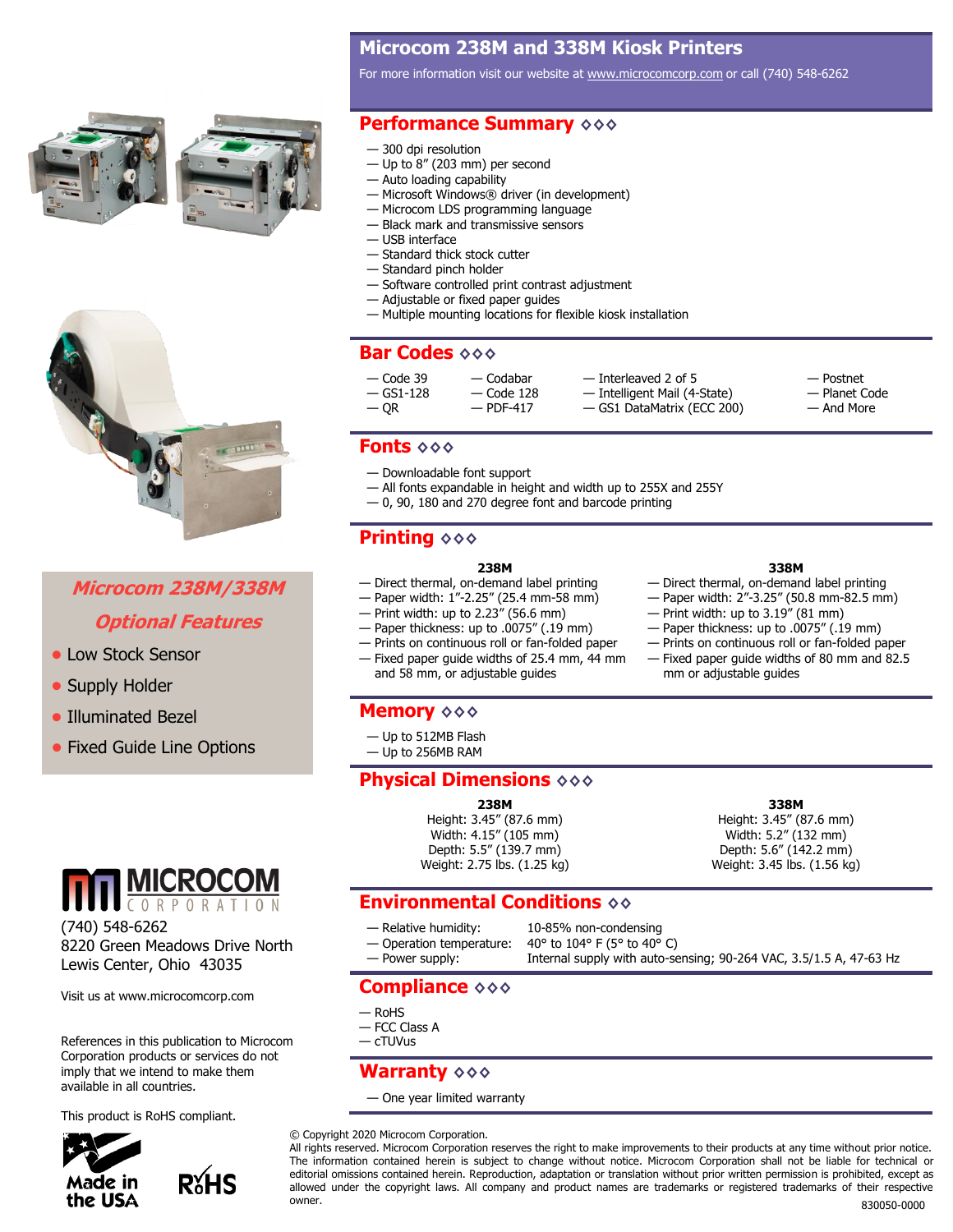# Microcom 238M and 338M Kiosk Printers

For more information visit our website at www.microcomcorp.com or call (740) 548-6262

## Performance Summary ◊◊◊

- — 300 dpi resolution
- — Up to 8″ (203 mm) per second
- — Auto loading capability
- — Microsoft Windows® driver (in development)
- — Microcom LDS programming language
- — Black mark and transmissive sensors
- — USB interface
- — Standard thick stock cutter
- — Standard pinch holder
- — Software controlled print contrast adjustment
- — Adjustable or fixed paper guides
- — Multiple mounting locations for flexible kiosk installation

## Bar Codes ◊◊◊

| | | | |
|---|---|---|---|
| — Code 39 | — Codabar | — Interleaved 2 of 5 | — Postnet |
| — GS1-128 | — Code 128 | — Intelligent Mail (4-State) | — Planet Code |
| — QR | — PDF-417 | — GS1 DataMatrix (ECC 200) | — And More |

## Fonts ◊◊◊

- — Downloadable font support
- — All fonts expandable in height and width up to 255X and 255Y
- — 0, 90, 180 and 270 degree font and barcode printing

## Printing ◊◊◊

**238M**

- — Direct thermal, on-demand label printing
- — Paper width: 1″-2.25″ (25.4 mm-58 mm)
- — Print width: up to 2.23″ (56.6 mm)
- — Paper thickness: up to .0075″ (.19 mm)
- — Prints on continuous roll or fan-folded paper
- — Fixed paper guide widths of 25.4 mm, 44 mm and 58 mm, or adjustable guides

**338M**

- — Direct thermal, on-demand label printing
- — Paper width: 2″-3.25″ (50.8 mm-82.5 mm)
- — Print width: up to 3.19″ (81 mm)
- — Paper thickness: up to .0075″ (.19 mm)
- — Prints on continuous roll or fan-folded paper
- — Fixed paper guide widths of 80 mm and 82.5 mm or adjustable guides

## Memory ◊◊◊

- — Up to 512MB Flash
- — Up to 256MB RAM

## Physical Dimensions ◊◊◊

**238M**

Height: 3.45″ (87.6 mm)
Width: 4.15″ (105 mm)
Depth: 5.5″ (139.7 mm)
Weight: 2.75 lbs. (1.25 kg)

**338M**

Height: 3.45″ (87.6 mm)
Width: 5.2″ (132 mm)
Depth: 5.6″ (142.2 mm)
Weight: 3.45 lbs. (1.56 kg)

## Environmental Conditions ◊◊

| | |
|---|---|
| — Relative humidity: | 10-85% non-condensing |
| — Operation temperature: | 40° to 104° F (5° to 40° C) |
| — Power supply: | Internal supply with auto-sensing; 90-264 VAC, 3.5/1.5 A, 47-63 Hz |

## Compliance ◊◊◊

- — RoHS
- — FCC Class A
- — cTUVus

## Warranty ◊◊◊

- — One year limited warranty

## *Microcom 238M/338M Optional Features*

- Low Stock Sensor
- Supply Holder
- Illuminated Bezel
- Fixed Guide Line Options

MICROCOM CORPORATION

(740) 548-6262
8220 Green Meadows Drive North
Lewis Center, Ohio 43035

Visit us at www.microcomcorp.com

References in this publication to Microcom Corporation products or services do not imply that we intend to make them available in all countries.

This product is RoHS compliant.

Made in the USA

RoHS

© Copyright 2020 Microcom Corporation.
All rights reserved. Microcom Corporation reserves the right to make improvements to their products at any time without prior notice. The information contained herein is subject to change without notice. Microcom Corporation shall not be liable for technical or editorial omissions contained herein. Reproduction, adaptation or translation without prior written permission is prohibited, except as allowed under the copyright laws. All company and product names are trademarks or registered trademarks of their respective owner.

830050-0000